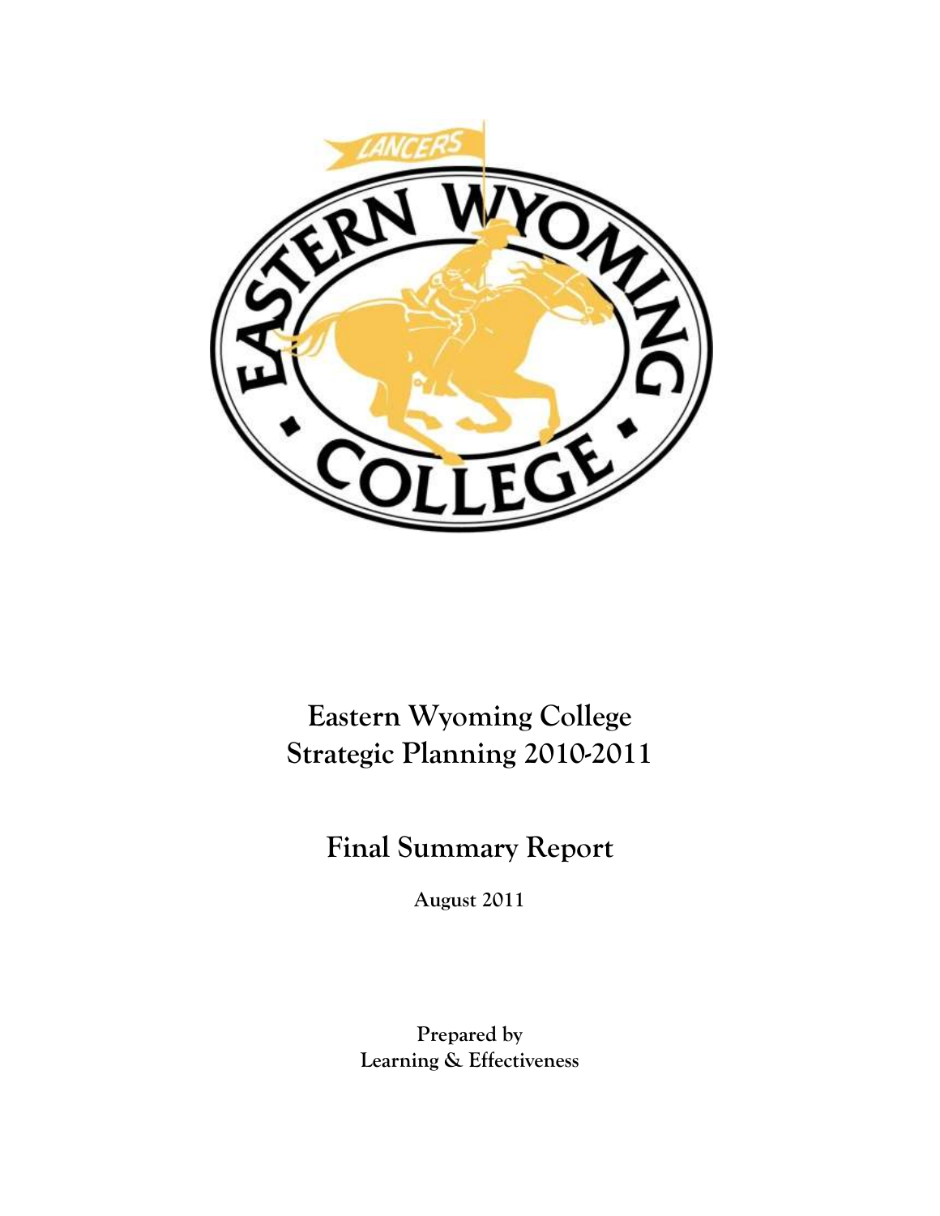# Eastern Wyoming College
# Strategic Planning 2010-2011

## Final Summary Report

**August 2011**

**Prepared by**
**Learning & Effectiveness**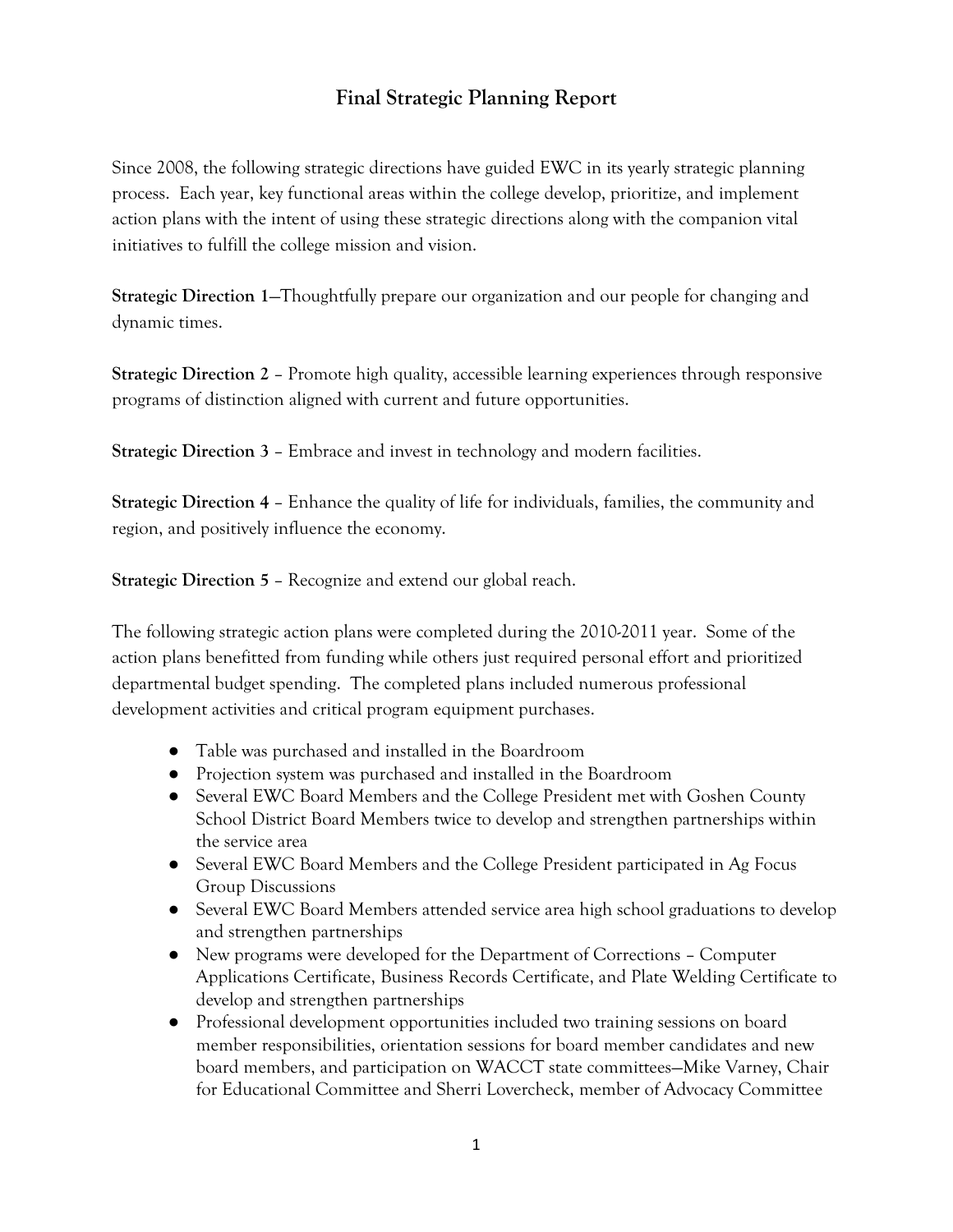# Final Strategic Planning Report

Since 2008, the following strategic directions have guided EWC in its yearly strategic planning process. Each year, key functional areas within the college develop, prioritize, and implement action plans with the intent of using these strategic directions along with the companion vital initiatives to fulfill the college mission and vision.

**Strategic Direction 1**—Thoughtfully prepare our organization and our people for changing and dynamic times.

**Strategic Direction 2** – Promote high quality, accessible learning experiences through responsive programs of distinction aligned with current and future opportunities.

**Strategic Direction 3** – Embrace and invest in technology and modern facilities.

**Strategic Direction 4** – Enhance the quality of life for individuals, families, the community and region, and positively influence the economy.

**Strategic Direction 5** – Recognize and extend our global reach.

The following strategic action plans were completed during the 2010-2011 year. Some of the action plans benefitted from funding while others just required personal effort and prioritized departmental budget spending. The completed plans included numerous professional development activities and critical program equipment purchases.

- Table was purchased and installed in the Boardroom
- Projection system was purchased and installed in the Boardroom
- Several EWC Board Members and the College President met with Goshen County School District Board Members twice to develop and strengthen partnerships within the service area
- Several EWC Board Members and the College President participated in Ag Focus Group Discussions
- Several EWC Board Members attended service area high school graduations to develop and strengthen partnerships
- New programs were developed for the Department of Corrections – Computer Applications Certificate, Business Records Certificate, and Plate Welding Certificate to develop and strengthen partnerships
- Professional development opportunities included two training sessions on board member responsibilities, orientation sessions for board member candidates and new board members, and participation on WACCT state committees—Mike Varney, Chair for Educational Committee and Sherri Lovercheck, member of Advocacy Committee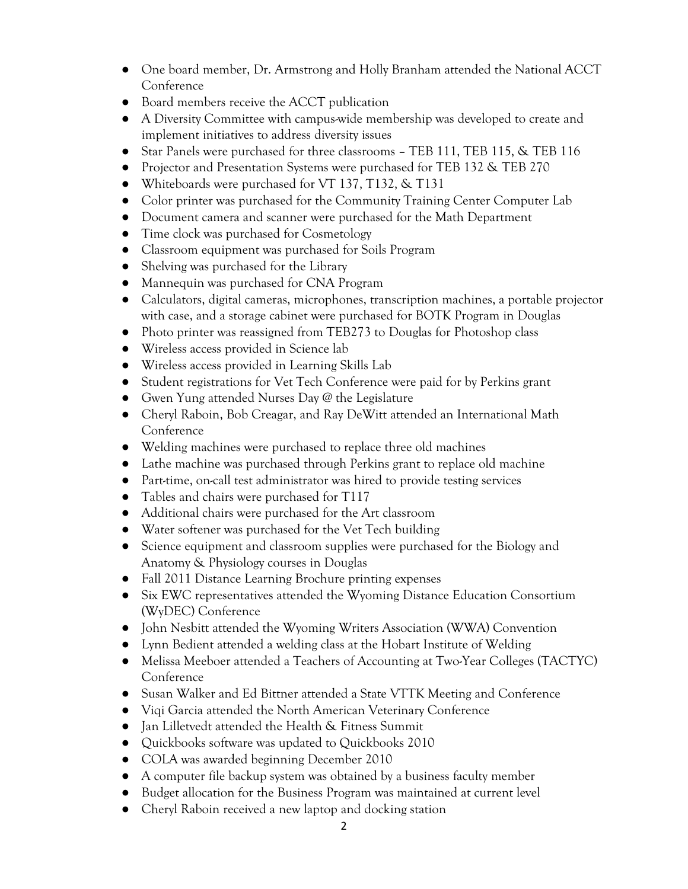- One board member, Dr. Armstrong and Holly Branham attended the National ACCT Conference
- Board members receive the ACCT publication
- A Diversity Committee with campus-wide membership was developed to create and implement initiatives to address diversity issues
- Star Panels were purchased for three classrooms – TEB 111, TEB 115, & TEB 116
- Projector and Presentation Systems were purchased for TEB 132 & TEB 270
- Whiteboards were purchased for VT 137, T132, & T131
- Color printer was purchased for the Community Training Center Computer Lab
- Document camera and scanner were purchased for the Math Department
- Time clock was purchased for Cosmetology
- Classroom equipment was purchased for Soils Program
- Shelving was purchased for the Library
- Mannequin was purchased for CNA Program
- Calculators, digital cameras, microphones, transcription machines, a portable projector with case, and a storage cabinet were purchased for BOTK Program in Douglas
- Photo printer was reassigned from TEB273 to Douglas for Photoshop class
- Wireless access provided in Science lab
- Wireless access provided in Learning Skills Lab
- Student registrations for Vet Tech Conference were paid for by Perkins grant
- Gwen Yung attended Nurses Day @ the Legislature
- Cheryl Raboin, Bob Creagar, and Ray DeWitt attended an International Math Conference
- Welding machines were purchased to replace three old machines
- Lathe machine was purchased through Perkins grant to replace old machine
- Part-time, on-call test administrator was hired to provide testing services
- Tables and chairs were purchased for T117
- Additional chairs were purchased for the Art classroom
- Water softener was purchased for the Vet Tech building
- Science equipment and classroom supplies were purchased for the Biology and Anatomy & Physiology courses in Douglas
- Fall 2011 Distance Learning Brochure printing expenses
- Six EWC representatives attended the Wyoming Distance Education Consortium (WyDEC) Conference
- John Nesbitt attended the Wyoming Writers Association (WWA) Convention
- Lynn Bedient attended a welding class at the Hobart Institute of Welding
- Melissa Meeboer attended a Teachers of Accounting at Two-Year Colleges (TACTYC) Conference
- Susan Walker and Ed Bittner attended a State VTTK Meeting and Conference
- Viqi Garcia attended the North American Veterinary Conference
- Jan Lilletvedt attended the Health & Fitness Summit
- Quickbooks software was updated to Quickbooks 2010
- COLA was awarded beginning December 2010
- A computer file backup system was obtained by a business faculty member
- Budget allocation for the Business Program was maintained at current level
- Cheryl Raboin received a new laptop and docking station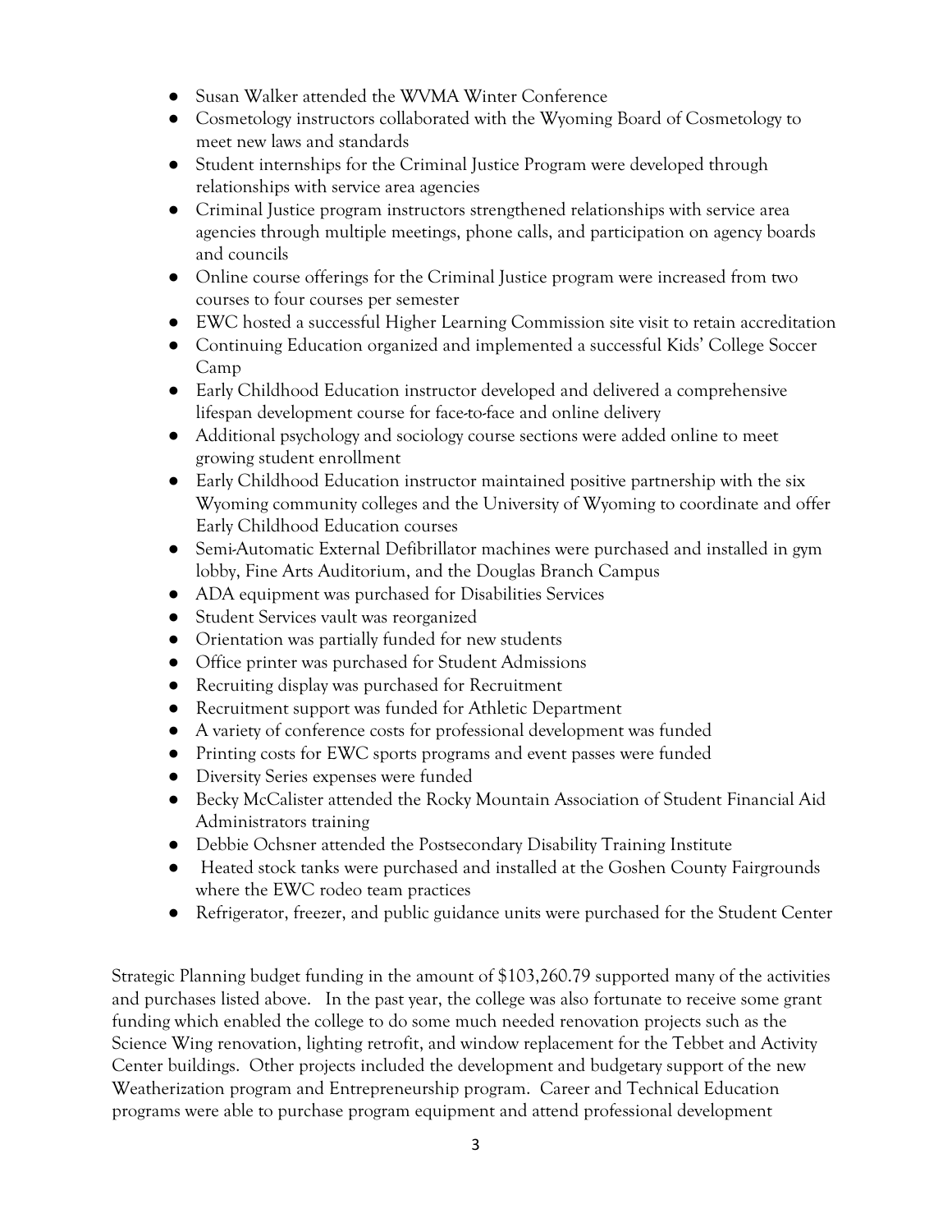- Susan Walker attended the WVMA Winter Conference
- Cosmetology instructors collaborated with the Wyoming Board of Cosmetology to meet new laws and standards
- Student internships for the Criminal Justice Program were developed through relationships with service area agencies
- Criminal Justice program instructors strengthened relationships with service area agencies through multiple meetings, phone calls, and participation on agency boards and councils
- Online course offerings for the Criminal Justice program were increased from two courses to four courses per semester
- EWC hosted a successful Higher Learning Commission site visit to retain accreditation
- Continuing Education organized and implemented a successful Kids' College Soccer Camp
- Early Childhood Education instructor developed and delivered a comprehensive lifespan development course for face-to-face and online delivery
- Additional psychology and sociology course sections were added online to meet growing student enrollment
- Early Childhood Education instructor maintained positive partnership with the six Wyoming community colleges and the University of Wyoming to coordinate and offer Early Childhood Education courses
- Semi-Automatic External Defibrillator machines were purchased and installed in gym lobby, Fine Arts Auditorium, and the Douglas Branch Campus
- ADA equipment was purchased for Disabilities Services
- Student Services vault was reorganized
- Orientation was partially funded for new students
- Office printer was purchased for Student Admissions
- Recruiting display was purchased for Recruitment
- Recruitment support was funded for Athletic Department
- A variety of conference costs for professional development was funded
- Printing costs for EWC sports programs and event passes were funded
- Diversity Series expenses were funded
- Becky McCalister attended the Rocky Mountain Association of Student Financial Aid Administrators training
- Debbie Ochsner attended the Postsecondary Disability Training Institute
- Heated stock tanks were purchased and installed at the Goshen County Fairgrounds where the EWC rodeo team practices
- Refrigerator, freezer, and public guidance units were purchased for the Student Center

Strategic Planning budget funding in the amount of $103,260.79 supported many of the activities and purchases listed above. In the past year, the college was also fortunate to receive some grant funding which enabled the college to do some much needed renovation projects such as the Science Wing renovation, lighting retrofit, and window replacement for the Tebbet and Activity Center buildings. Other projects included the development and budgetary support of the new Weatherization program and Entrepreneurship program. Career and Technical Education programs were able to purchase program equipment and attend professional development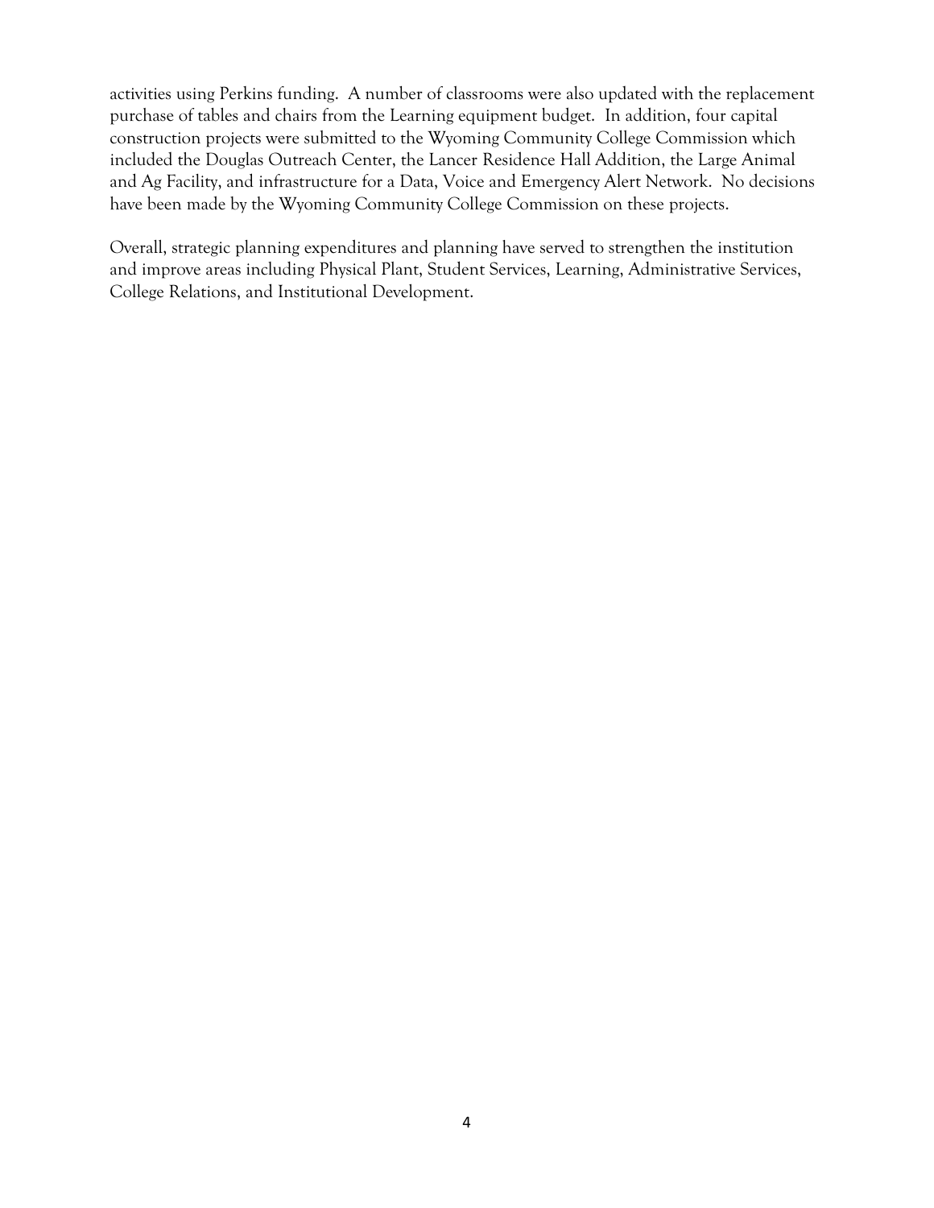activities using Perkins funding. A number of classrooms were also updated with the replacement purchase of tables and chairs from the Learning equipment budget. In addition, four capital construction projects were submitted to the Wyoming Community College Commission which included the Douglas Outreach Center, the Lancer Residence Hall Addition, the Large Animal and Ag Facility, and infrastructure for a Data, Voice and Emergency Alert Network. No decisions have been made by the Wyoming Community College Commission on these projects.

Overall, strategic planning expenditures and planning have served to strengthen the institution and improve areas including Physical Plant, Student Services, Learning, Administrative Services, College Relations, and Institutional Development.